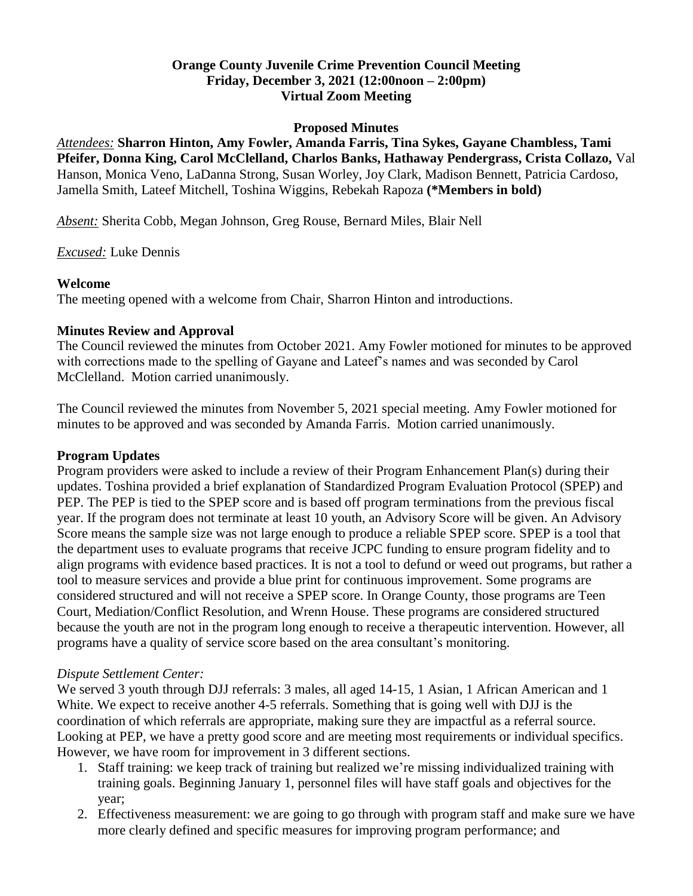**Orange County Juvenile Crime Prevention Council Meeting**
**Friday, December 3, 2021 (12:00noon – 2:00pm)**
**Virtual Zoom Meeting**

**Proposed Minutes**

*Attendees:* **Sharron Hinton, Amy Fowler, Amanda Farris, Tina Sykes, Gayane Chambless, Tami Pfeifer, Donna King, Carol McClelland, Charlos Banks, Hathaway Pendergrass, Crista Collazo,** Val Hanson, Monica Veno, LaDanna Strong, Susan Worley, Joy Clark, Madison Bennett, Patricia Cardoso, Jamella Smith, Lateef Mitchell, Toshina Wiggins, Rebekah Rapoza **(*Members in bold)**

*Absent:* Sherita Cobb, Megan Johnson, Greg Rouse, Bernard Miles, Blair Nell

*Excused:* Luke Dennis

**Welcome**

The meeting opened with a welcome from Chair, Sharron Hinton and introductions.

**Minutes Review and Approval**

The Council reviewed the minutes from October 2021. Amy Fowler motioned for minutes to be approved with corrections made to the spelling of Gayane and Lateef's names and was seconded by Carol McClelland. Motion carried unanimously.

The Council reviewed the minutes from November 5, 2021 special meeting. Amy Fowler motioned for minutes to be approved and was seconded by Amanda Farris. Motion carried unanimously.

**Program Updates**

Program providers were asked to include a review of their Program Enhancement Plan(s) during their updates. Toshina provided a brief explanation of Standardized Program Evaluation Protocol (SPEP) and PEP. The PEP is tied to the SPEP score and is based off program terminations from the previous fiscal year. If the program does not terminate at least 10 youth, an Advisory Score will be given. An Advisory Score means the sample size was not large enough to produce a reliable SPEP score. SPEP is a tool that the department uses to evaluate programs that receive JCPC funding to ensure program fidelity and to align programs with evidence based practices. It is not a tool to defund or weed out programs, but rather a tool to measure services and provide a blue print for continuous improvement. Some programs are considered structured and will not receive a SPEP score. In Orange County, those programs are Teen Court, Mediation/Conflict Resolution, and Wrenn House. These programs are considered structured because the youth are not in the program long enough to receive a therapeutic intervention. However, all programs have a quality of service score based on the area consultant's monitoring.

*Dispute Settlement Center:*

We served 3 youth through DJJ referrals: 3 males, all aged 14-15, 1 Asian, 1 African American and 1 White. We expect to receive another 4-5 referrals. Something that is going well with DJJ is the coordination of which referrals are appropriate, making sure they are impactful as a referral source. Looking at PEP, we have a pretty good score and are meeting most requirements or individual specifics. However, we have room for improvement in 3 different sections.

1. Staff training: we keep track of training but realized we're missing individualized training with training goals. Beginning January 1, personnel files will have staff goals and objectives for the year;
2. Effectiveness measurement: we are going to go through with program staff and make sure we have more clearly defined and specific measures for improving program performance; and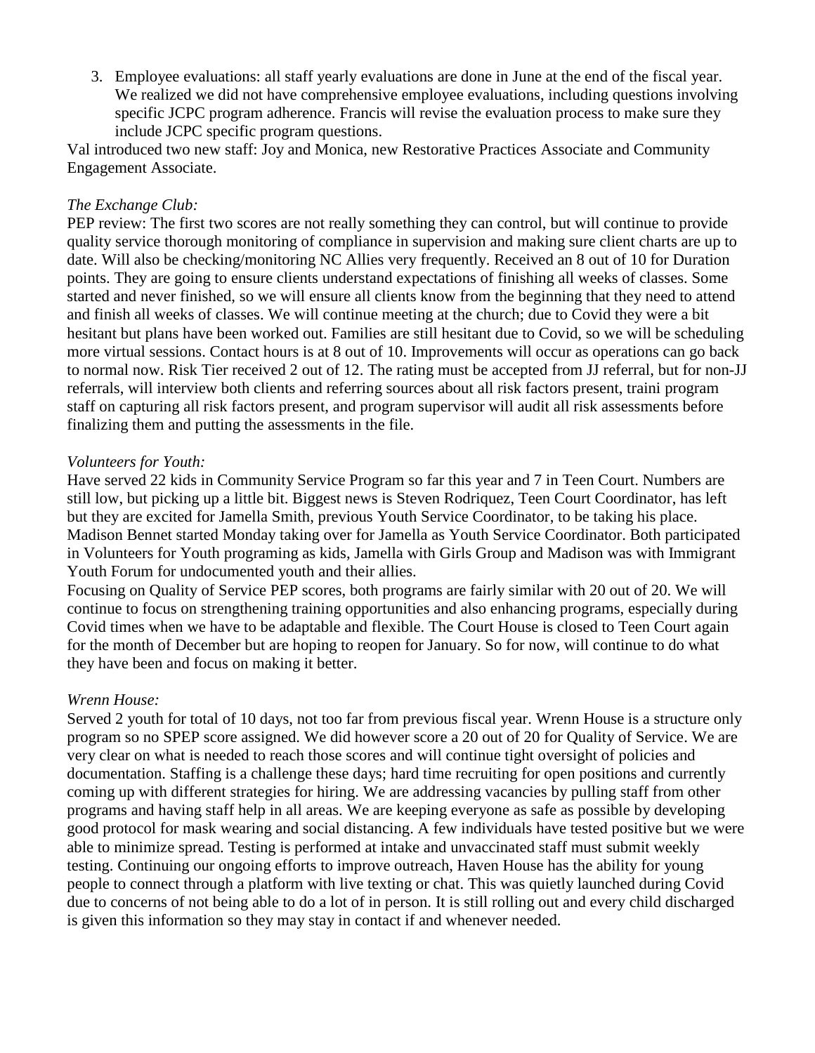3. Employee evaluations: all staff yearly evaluations are done in June at the end of the fiscal year. We realized we did not have comprehensive employee evaluations, including questions involving specific JCPC program adherence. Francis will revise the evaluation process to make sure they include JCPC specific program questions.

Val introduced two new staff: Joy and Monica, new Restorative Practices Associate and Community Engagement Associate.

*The Exchange Club:*

PEP review: The first two scores are not really something they can control, but will continue to provide quality service thorough monitoring of compliance in supervision and making sure client charts are up to date. Will also be checking/monitoring NC Allies very frequently. Received an 8 out of 10 for Duration points. They are going to ensure clients understand expectations of finishing all weeks of classes. Some started and never finished, so we will ensure all clients know from the beginning that they need to attend and finish all weeks of classes. We will continue meeting at the church; due to Covid they were a bit hesitant but plans have been worked out. Families are still hesitant due to Covid, so we will be scheduling more virtual sessions. Contact hours is at 8 out of 10. Improvements will occur as operations can go back to normal now. Risk Tier received 2 out of 12. The rating must be accepted from JJ referral, but for non-JJ referrals, will interview both clients and referring sources about all risk factors present, traini program staff on capturing all risk factors present, and program supervisor will audit all risk assessments before finalizing them and putting the assessments in the file.

*Volunteers for Youth:*

Have served 22 kids in Community Service Program so far this year and 7 in Teen Court. Numbers are still low, but picking up a little bit. Biggest news is Steven Rodriquez, Teen Court Coordinator, has left but they are excited for Jamella Smith, previous Youth Service Coordinator, to be taking his place. Madison Bennet started Monday taking over for Jamella as Youth Service Coordinator. Both participated in Volunteers for Youth programing as kids, Jamella with Girls Group and Madison was with Immigrant Youth Forum for undocumented youth and their allies.

Focusing on Quality of Service PEP scores, both programs are fairly similar with 20 out of 20. We will continue to focus on strengthening training opportunities and also enhancing programs, especially during Covid times when we have to be adaptable and flexible. The Court House is closed to Teen Court again for the month of December but are hoping to reopen for January. So for now, will continue to do what they have been and focus on making it better.

*Wrenn House:*

Served 2 youth for total of 10 days, not too far from previous fiscal year. Wrenn House is a structure only program so no SPEP score assigned. We did however score a 20 out of 20 for Quality of Service. We are very clear on what is needed to reach those scores and will continue tight oversight of policies and documentation. Staffing is a challenge these days; hard time recruiting for open positions and currently coming up with different strategies for hiring. We are addressing vacancies by pulling staff from other programs and having staff help in all areas. We are keeping everyone as safe as possible by developing good protocol for mask wearing and social distancing. A few individuals have tested positive but we were able to minimize spread. Testing is performed at intake and unvaccinated staff must submit weekly testing. Continuing our ongoing efforts to improve outreach, Haven House has the ability for young people to connect through a platform with live texting or chat. This was quietly launched during Covid due to concerns of not being able to do a lot of in person. It is still rolling out and every child discharged is given this information so they may stay in contact if and whenever needed.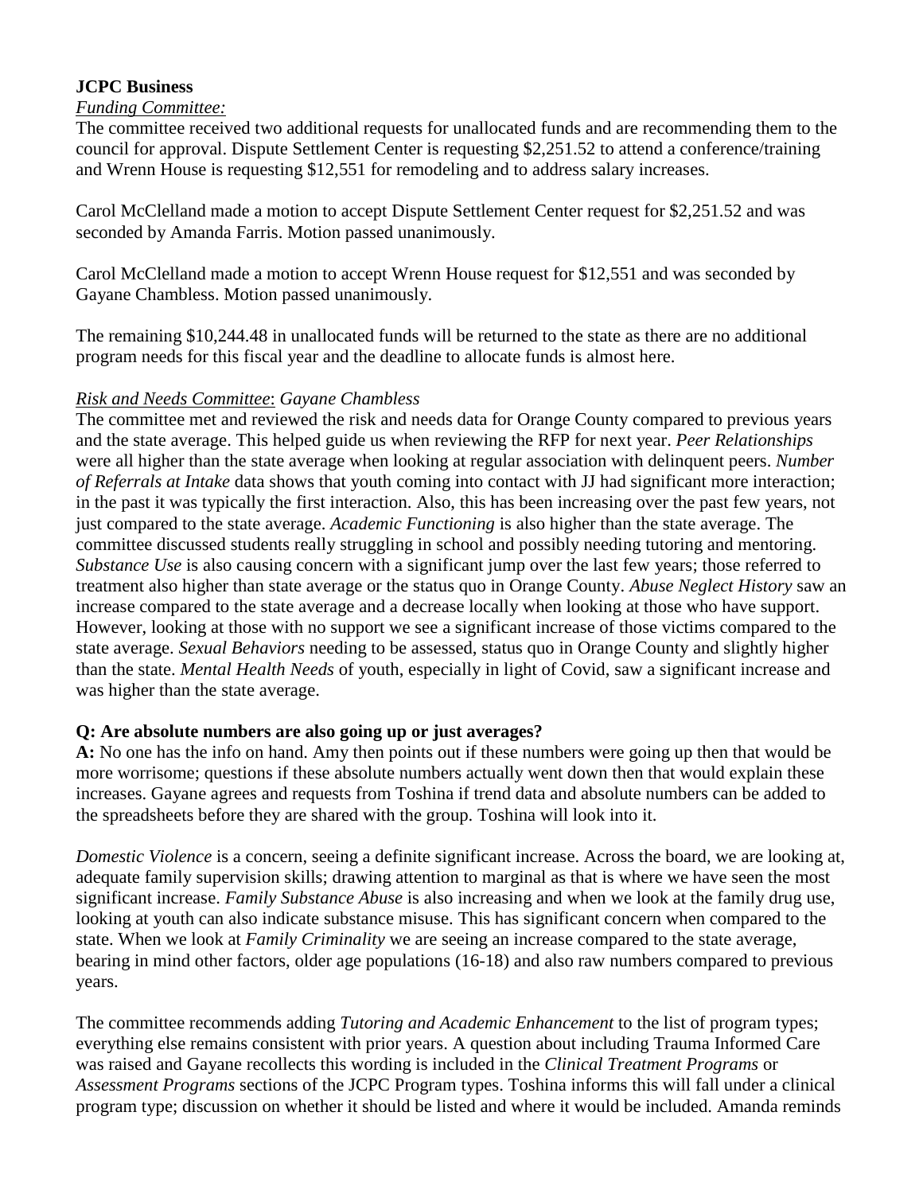**JCPC Business**

*Funding Committee:*

The committee received two additional requests for unallocated funds and are recommending them to the council for approval. Dispute Settlement Center is requesting $2,251.52 to attend a conference/training and Wrenn House is requesting $12,551 for remodeling and to address salary increases.

Carol McClelland made a motion to accept Dispute Settlement Center request for $2,251.52 and was seconded by Amanda Farris. Motion passed unanimously.

Carol McClelland made a motion to accept Wrenn House request for $12,551 and was seconded by Gayane Chambless. Motion passed unanimously.

The remaining $10,244.48 in unallocated funds will be returned to the state as there are no additional program needs for this fiscal year and the deadline to allocate funds is almost here.

*Risk and Needs Committee*: *Gayane Chambless*

The committee met and reviewed the risk and needs data for Orange County compared to previous years and the state average. This helped guide us when reviewing the RFP for next year. *Peer Relationships* were all higher than the state average when looking at regular association with delinquent peers. *Number of Referrals at Intake* data shows that youth coming into contact with JJ had significant more interaction; in the past it was typically the first interaction. Also, this has been increasing over the past few years, not just compared to the state average. *Academic Functioning* is also higher than the state average. The committee discussed students really struggling in school and possibly needing tutoring and mentoring. *Substance Use* is also causing concern with a significant jump over the last few years; those referred to treatment also higher than state average or the status quo in Orange County. *Abuse Neglect History* saw an increase compared to the state average and a decrease locally when looking at those who have support. However, looking at those with no support we see a significant increase of those victims compared to the state average. *Sexual Behaviors* needing to be assessed, status quo in Orange County and slightly higher than the state. *Mental Health Needs* of youth, especially in light of Covid, saw a significant increase and was higher than the state average.

**Q: Are absolute numbers are also going up or just averages?**

**A:** No one has the info on hand. Amy then points out if these numbers were going up then that would be more worrisome; questions if these absolute numbers actually went down then that would explain these increases. Gayane agrees and requests from Toshina if trend data and absolute numbers can be added to the spreadsheets before they are shared with the group. Toshina will look into it.

*Domestic Violence* is a concern, seeing a definite significant increase. Across the board, we are looking at, adequate family supervision skills; drawing attention to marginal as that is where we have seen the most significant increase. *Family Substance Abuse* is also increasing and when we look at the family drug use, looking at youth can also indicate substance misuse. This has significant concern when compared to the state. When we look at *Family Criminality* we are seeing an increase compared to the state average, bearing in mind other factors, older age populations (16-18) and also raw numbers compared to previous years.

The committee recommends adding *Tutoring and Academic Enhancement* to the list of program types; everything else remains consistent with prior years. A question about including Trauma Informed Care was raised and Gayane recollects this wording is included in the *Clinical Treatment Programs* or *Assessment Programs* sections of the JCPC Program types. Toshina informs this will fall under a clinical program type; discussion on whether it should be listed and where it would be included. Amanda reminds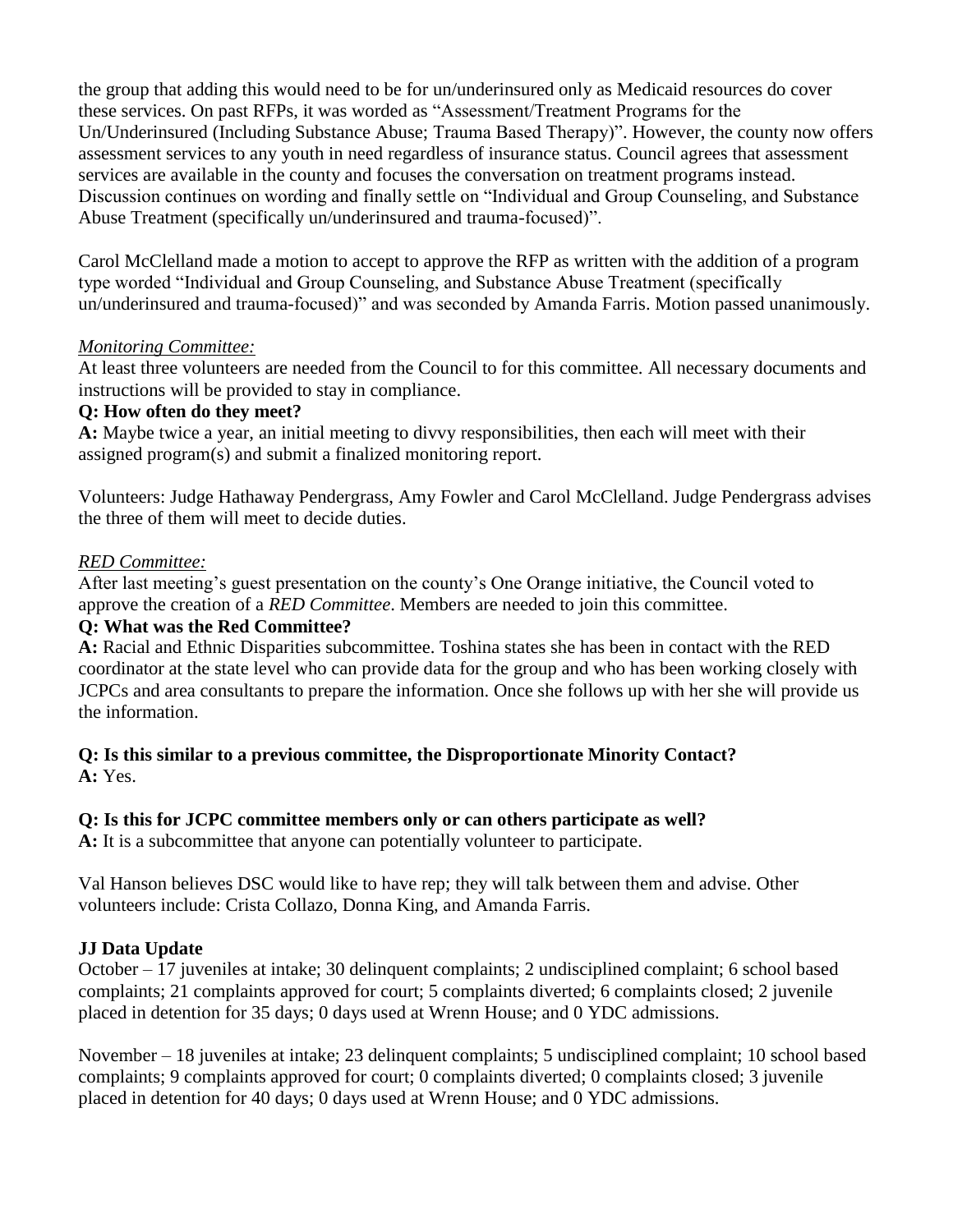the group that adding this would need to be for un/underinsured only as Medicaid resources do cover these services. On past RFPs, it was worded as "Assessment/Treatment Programs for the Un/Underinsured (Including Substance Abuse; Trauma Based Therapy)". However, the county now offers assessment services to any youth in need regardless of insurance status. Council agrees that assessment services are available in the county and focuses the conversation on treatment programs instead. Discussion continues on wording and finally settle on "Individual and Group Counseling, and Substance Abuse Treatment (specifically un/underinsured and trauma-focused)".

Carol McClelland made a motion to accept to approve the RFP as written with the addition of a program type worded "Individual and Group Counseling, and Substance Abuse Treatment (specifically un/underinsured and trauma-focused)" and was seconded by Amanda Farris. Motion passed unanimously.

*Monitoring Committee:*

At least three volunteers are needed from the Council to for this committee. All necessary documents and instructions will be provided to stay in compliance.

**Q: How often do they meet?**

**A:** Maybe twice a year, an initial meeting to divvy responsibilities, then each will meet with their assigned program(s) and submit a finalized monitoring report.

Volunteers: Judge Hathaway Pendergrass, Amy Fowler and Carol McClelland. Judge Pendergrass advises the three of them will meet to decide duties.

*RED Committee:*

After last meeting's guest presentation on the county's One Orange initiative, the Council voted to approve the creation of a *RED Committee*. Members are needed to join this committee.

**Q: What was the Red Committee?**

**A:** Racial and Ethnic Disparities subcommittee. Toshina states she has been in contact with the RED coordinator at the state level who can provide data for the group and who has been working closely with JCPCs and area consultants to prepare the information. Once she follows up with her she will provide us the information.

**Q: Is this similar to a previous committee, the Disproportionate Minority Contact?**

**A:** Yes.

**Q: Is this for JCPC committee members only or can others participate as well?**

**A:** It is a subcommittee that anyone can potentially volunteer to participate.

Val Hanson believes DSC would like to have rep; they will talk between them and advise. Other volunteers include: Crista Collazo, Donna King, and Amanda Farris.

## JJ Data Update

October – 17 juveniles at intake; 30 delinquent complaints; 2 undisciplined complaint; 6 school based complaints; 21 complaints approved for court; 5 complaints diverted; 6 complaints closed; 2 juvenile placed in detention for 35 days; 0 days used at Wrenn House; and 0 YDC admissions.

November – 18 juveniles at intake; 23 delinquent complaints; 5 undisciplined complaint; 10 school based complaints; 9 complaints approved for court; 0 complaints diverted; 0 complaints closed; 3 juvenile placed in detention for 40 days; 0 days used at Wrenn House; and 0 YDC admissions.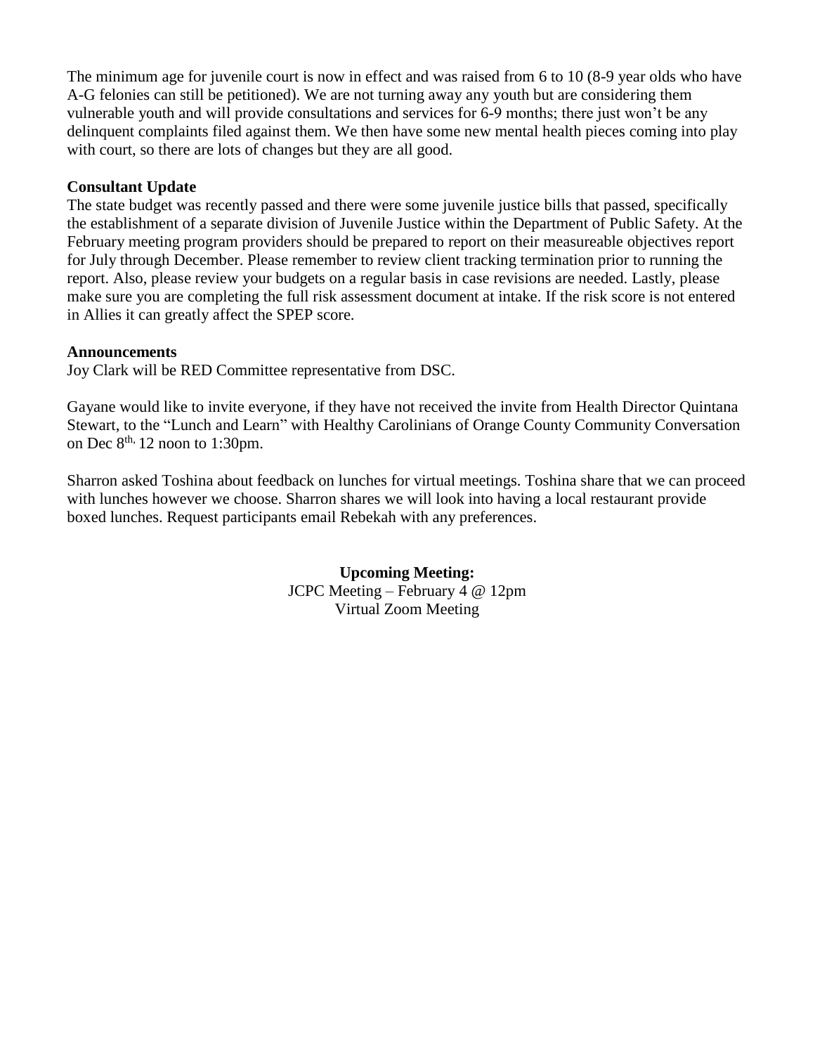The minimum age for juvenile court is now in effect and was raised from 6 to 10 (8-9 year olds who have A-G felonies can still be petitioned). We are not turning away any youth but are considering them vulnerable youth and will provide consultations and services for 6-9 months; there just won't be any delinquent complaints filed against them. We then have some new mental health pieces coming into play with court, so there are lots of changes but they are all good.

**Consultant Update**

The state budget was recently passed and there were some juvenile justice bills that passed, specifically the establishment of a separate division of Juvenile Justice within the Department of Public Safety. At the February meeting program providers should be prepared to report on their measureable objectives report for July through December. Please remember to review client tracking termination prior to running the report. Also, please review your budgets on a regular basis in case revisions are needed. Lastly, please make sure you are completing the full risk assessment document at intake. If the risk score is not entered in Allies it can greatly affect the SPEP score.

**Announcements**

Joy Clark will be RED Committee representative from DSC.

Gayane would like to invite everyone, if they have not received the invite from Health Director Quintana Stewart, to the "Lunch and Learn" with Healthy Carolinians of Orange County Community Conversation on Dec 8th, 12 noon to 1:30pm.

Sharron asked Toshina about feedback on lunches for virtual meetings. Toshina share that we can proceed with lunches however we choose. Sharron shares we will look into having a local restaurant provide boxed lunches. Request participants email Rebekah with any preferences.

**Upcoming Meeting:**
JCPC Meeting – February 4 @ 12pm
Virtual Zoom Meeting